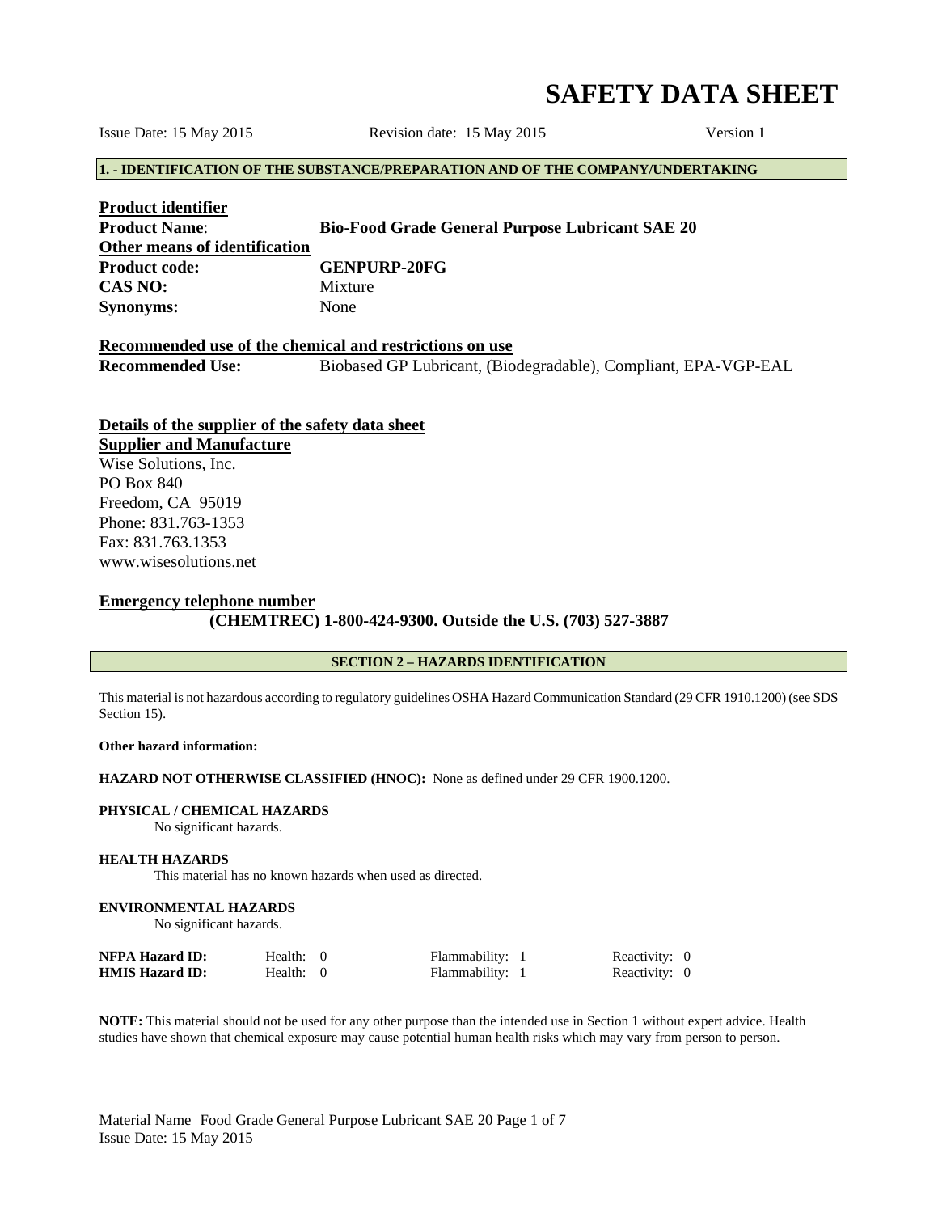# SAFETY DATA SHEET

Issue Date: 15 May 2015 Revision date: 15 May 2015 Version 1

## 1. - IDENTIFICATION OF THE SUBSTANCE/PREPARATION AND OF THE COMPANY/UNDERTAKING

**Product identifier**

**Product Name**: **Bio-Food Grade General Purpose Lubricant SAE 20**

**Other means of identification**

**Product code:** **GENPURP-20FG**

**CAS NO:** Mixture

**Synonyms:** None

**Recommended use of the chemical and restrictions on use**

**Recommended Use:** Biobased GP Lubricant, (Biodegradable), Compliant, EPA-VGP-EAL

**Details of the supplier of the safety data sheet**

**Supplier and Manufacture**

Wise Solutions, Inc.
PO Box 840
Freedom, CA 95019
Phone: 831.763-1353
Fax: 831.763.1353
www.wisesolutions.net

**Emergency telephone number**

**(CHEMTREC) 1-800-424-9300. Outside the U.S. (703) 527-3887**

## SECTION 2 – HAZARDS IDENTIFICATION

This material is not hazardous according to regulatory guidelines OSHA Hazard Communication Standard (29 CFR 1910.1200) (see SDS Section 15).

**Other hazard information:**

**HAZARD NOT OTHERWISE CLASSIFIED (HNOC):** None as defined under 29 CFR 1900.1200.

**PHYSICAL / CHEMICAL HAZARDS**

No significant hazards.

**HEALTH HAZARDS**

This material has no known hazards when used as directed.

**ENVIRONMENTAL HAZARDS**

No significant hazards.

| | | | |
|---|---|---|---|
| **NFPA Hazard ID:** | Health: 0 | Flammability: 1 | Reactivity: 0 |
| **HMIS Hazard ID:** | Health: 0 | Flammability: 1 | Reactivity: 0 |

**NOTE:** This material should not be used for any other purpose than the intended use in Section 1 without expert advice. Health studies have shown that chemical exposure may cause potential human health risks which may vary from person to person.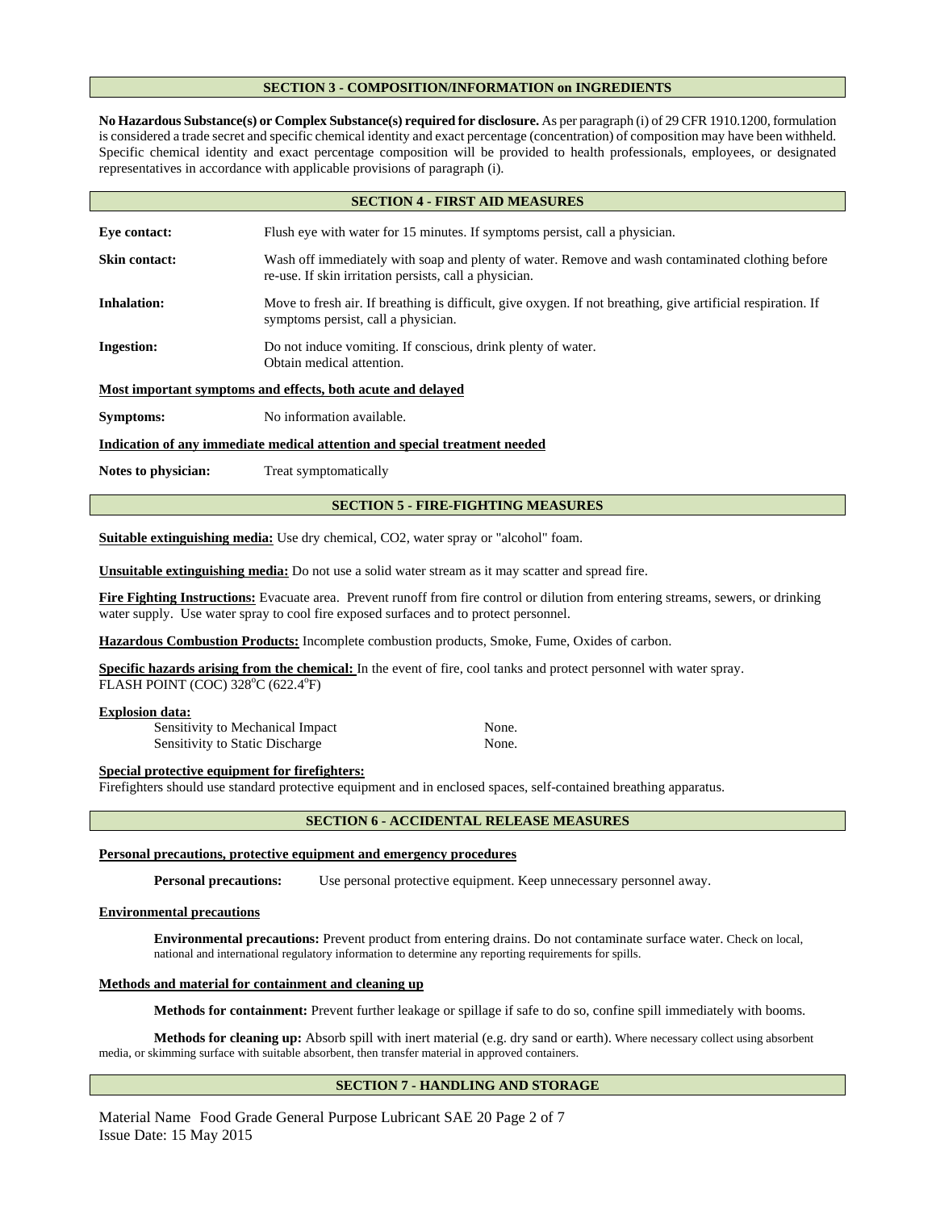## SECTION 3 - COMPOSITION/INFORMATION on INGREDIENTS

**No Hazardous Substance(s) or Complex Substance(s) required for disclosure.** As per paragraph (i) of 29 CFR 1910.1200, formulation is considered a trade secret and specific chemical identity and exact percentage (concentration) of composition may have been withheld. Specific chemical identity and exact percentage composition will be provided to health professionals, employees, or designated representatives in accordance with applicable provisions of paragraph (i).

## SECTION 4 - FIRST AID MEASURES

**Eye contact:** Flush eye with water for 15 minutes. If symptoms persist, call a physician.

**Skin contact:** Wash off immediately with soap and plenty of water. Remove and wash contaminated clothing before re-use. If skin irritation persists, call a physician.

**Inhalation:** Move to fresh air. If breathing is difficult, give oxygen. If not breathing, give artificial respiration. If symptoms persist, call a physician.

**Ingestion:** Do not induce vomiting. If conscious, drink plenty of water. Obtain medical attention.

**Most important symptoms and effects, both acute and delayed**

**Symptoms:** No information available.

**Indication of any immediate medical attention and special treatment needed**

**Notes to physician:** Treat symptomatically

## SECTION 5 - FIRE-FIGHTING MEASURES

**Suitable extinguishing media:** Use dry chemical, $CO_2$, water spray or "alcohol" foam.

**Unsuitable extinguishing media:** Do not use a solid water stream as it may scatter and spread fire.

**Fire Fighting Instructions:** Evacuate area. Prevent runoff from fire control or dilution from entering streams, sewers, or drinking water supply. Use water spray to cool fire exposed surfaces and to protect personnel.

**Hazardous Combustion Products:** Incomplete combustion products, Smoke, Fume, Oxides of carbon.

**Specific hazards arising from the chemical:** In the event of fire, cool tanks and protect personnel with water spray.
FLASH POINT (COC) 328$^{o}$C (622.4$^{o}$F)

**Explosion data:**

| | |
|---|---|
| Sensitivity to Mechanical Impact | None. |
| Sensitivity to Static Discharge | None. |

**Special protective equipment for firefighters:**
Firefighters should use standard protective equipment and in enclosed spaces, self-contained breathing apparatus.

## SECTION 6 - ACCIDENTAL RELEASE MEASURES

**Personal precautions, protective equipment and emergency procedures**

**Personal precautions:** Use personal protective equipment. Keep unnecessary personnel away.

**Environmental precautions**

**Environmental precautions:** Prevent product from entering drains. Do not contaminate surface water. Check on local, national and international regulatory information to determine any reporting requirements for spills.

**Methods and material for containment and cleaning up**

**Methods for containment:** Prevent further leakage or spillage if safe to do so, confine spill immediately with booms.

**Methods for cleaning up:** Absorb spill with inert material (e.g. dry sand or earth). Where necessary collect using absorbent media, or skimming surface with suitable absorbent, then transfer material in approved containers.

## SECTION 7 - HANDLING AND STORAGE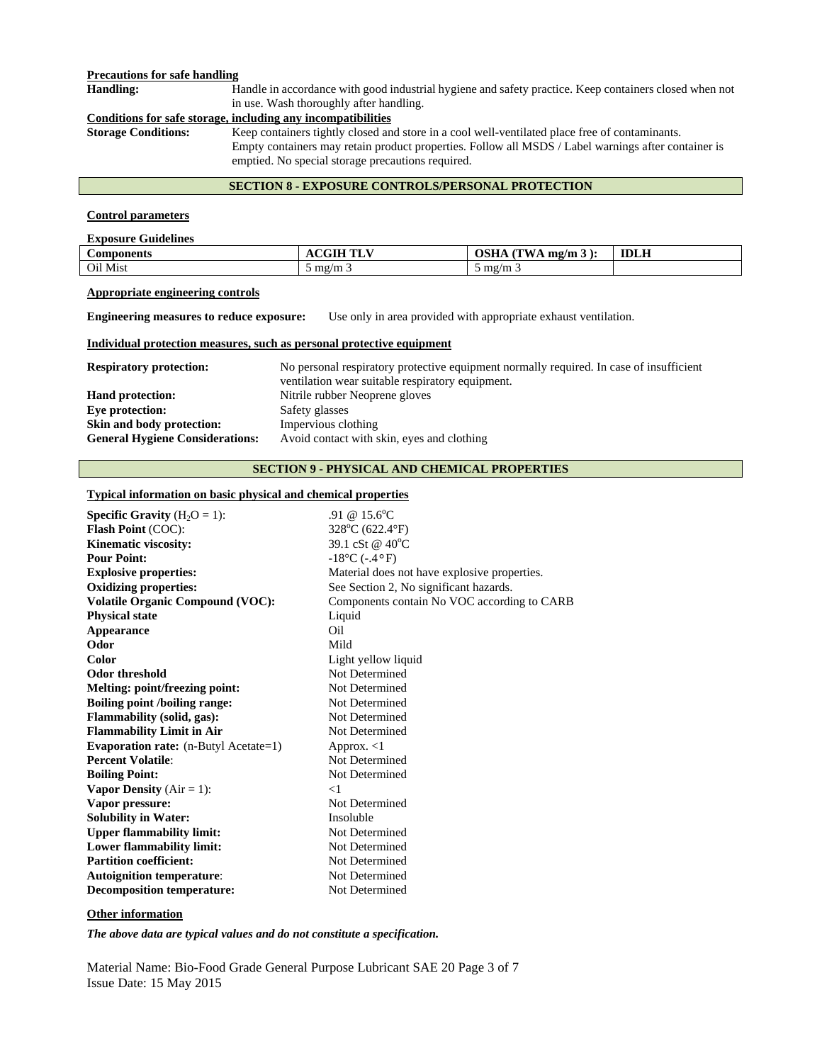**Precautions for safe handling**

**Handling:** Handle in accordance with good industrial hygiene and safety practice. Keep containers closed when not in use. Wash thoroughly after handling.

**Conditions for safe storage, including any incompatibilities**

**Storage Conditions:** Keep containers tightly closed and store in a cool well-ventilated place free of contaminants. Empty containers may retain product properties. Follow all MSDS / Label warnings after container is emptied. No special storage precautions required.

## SECTION 8 - EXPOSURE CONTROLS/PERSONAL PROTECTION

**Control parameters**

**Exposure Guidelines**

| Components | ACGIH TLV | OSHA (TWA mg/m 3 ): | IDLH |
|---|---|---|---|
| Oil Mist | 5 mg/m 3 | 5 mg/m 3 | |

**Appropriate engineering controls**

**Engineering measures to reduce exposure:** Use only in area provided with appropriate exhaust ventilation.

**Individual protection measures, such as personal protective equipment**

**Respiratory protection:** No personal respiratory protective equipment normally required. In case of insufficient ventilation wear suitable respiratory equipment.
**Hand protection:** Nitrile rubber Neoprene gloves
**Eye protection:** Safety glasses
**Skin and body protection:** Impervious clothing
**General Hygiene Considerations:** Avoid contact with skin, eyes and clothing

## SECTION 9 - PHYSICAL AND CHEMICAL PROPERTIES

**Typical information on basic physical and chemical properties**

**Specific Gravity** ($H_2O$ = 1): .91 @ 15.6°C
**Flash Point** (COC): 328°C (622.4°F)
**Kinematic viscosity:** 39.1 cSt @ 40°C
**Pour Point:** -18°C (-.4°F)
**Explosive properties:** Material does not have explosive properties.
**Oxidizing properties:** See Section 2, No significant hazards.
**Volatile Organic Compound (VOC):** Components contain No VOC according to CARB
**Physical state** Liquid
**Appearance** Oil
**Odor** Mild
**Color** Light yellow liquid
**Odor threshold** Not Determined
**Melting: point/freezing point:** Not Determined
**Boiling point /boiling range:** Not Determined
**Flammability (solid, gas):** Not Determined
**Flammability Limit in Air** Not Determined
**Evaporation rate:** (n-Butyl Acetate=1) Approx. <1
**Percent Volatile**: Not Determined
**Boiling Point:** Not Determined
**Vapor Density** (Air = 1): <1
**Vapor pressure:** Not Determined
**Solubility in Water:** Insoluble
**Upper flammability limit:** Not Determined
**Lower flammability limit:** Not Determined
**Partition coefficient:** Not Determined
**Autoignition temperature**: Not Determined
**Decomposition temperature:** Not Determined

**Other information**

***The above data are typical values and do not constitute a specification.***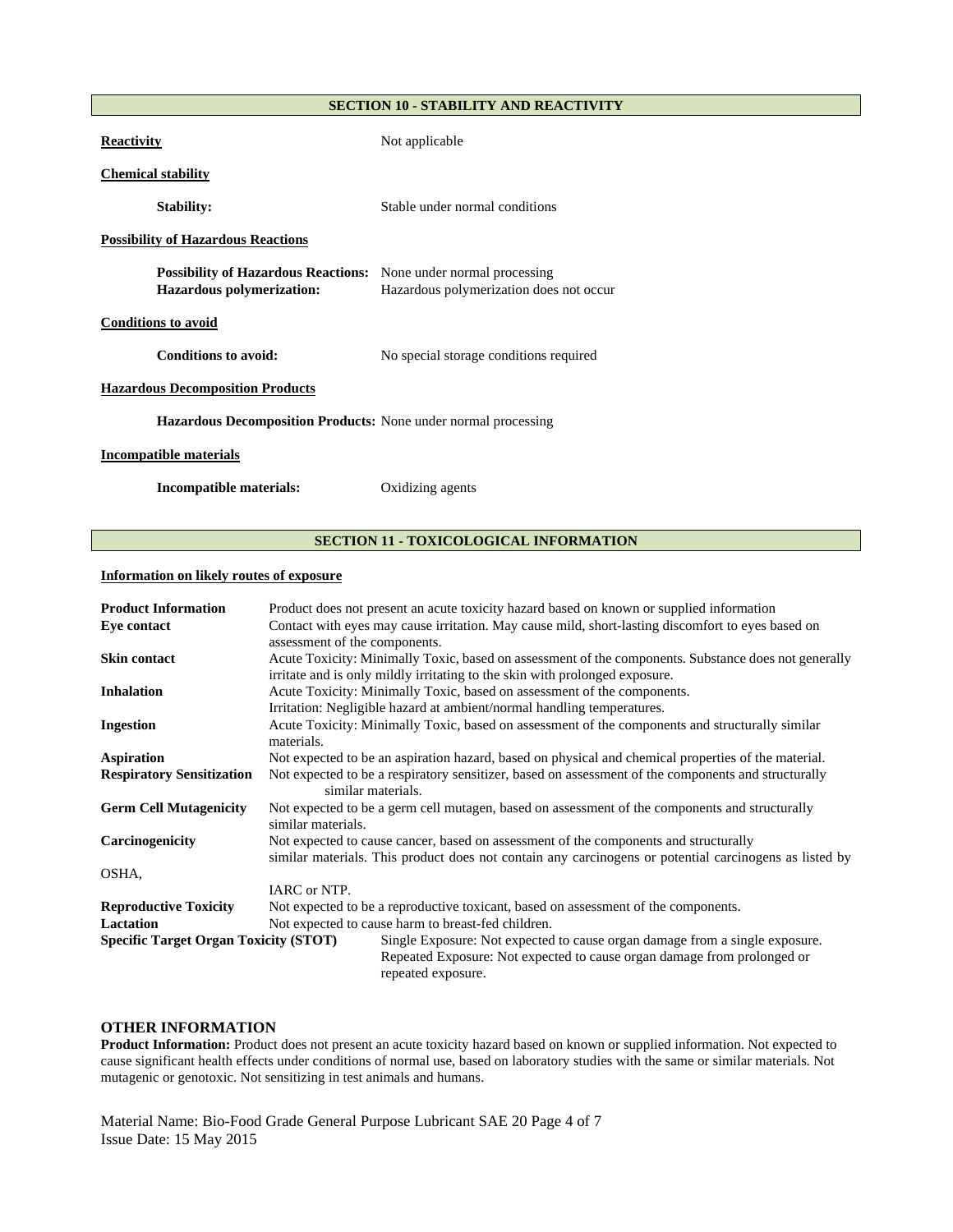## SECTION 10 - STABILITY AND REACTIVITY

**Reactivity** Not applicable

**Chemical stability**

**Stability:** Stable under normal conditions

**Possibility of Hazardous Reactions**

**Possibility of Hazardous Reactions:** None under normal processing
**Hazardous polymerization:** Hazardous polymerization does not occur

**Conditions to avoid**

**Conditions to avoid:** No special storage conditions required

**Hazardous Decomposition Products**

**Hazardous Decomposition Products:** None under normal processing

**Incompatible materials**

**Incompatible materials:** Oxidizing agents

## SECTION 11 - TOXICOLOGICAL INFORMATION

**Information on likely routes of exposure**

**Product Information** Product does not present an acute toxicity hazard based on known or supplied information

**Eye contact** Contact with eyes may cause irritation. May cause mild, short-lasting discomfort to eyes based on assessment of the components.

**Skin contact** Acute Toxicity: Minimally Toxic, based on assessment of the components. Substance does not generally irritate and is only mildly irritating to the skin with prolonged exposure.

**Inhalation** Acute Toxicity: Minimally Toxic, based on assessment of the components.
Irritation: Negligible hazard at ambient/normal handling temperatures.

**Ingestion** Acute Toxicity: Minimally Toxic, based on assessment of the components and structurally similar materials.

**Aspiration** Not expected to be an aspiration hazard, based on physical and chemical properties of the material.

**Respiratory Sensitization** Not expected to be a respiratory sensitizer, based on assessment of the components and structurally similar materials.

**Germ Cell Mutagenicity** Not expected to be a germ cell mutagen, based on assessment of the components and structurally similar materials.

**Carcinogenicity** Not expected to cause cancer, based on assessment of the components and structurally similar materials. This product does not contain any carcinogens or potential carcinogens as listed by OSHA, IARC or NTP.

**Reproductive Toxicity** Not expected to be a reproductive toxicant, based on assessment of the components.

**Lactation** Not expected to cause harm to breast-fed children.

**Specific Target Organ Toxicity (STOT)** Single Exposure: Not expected to cause organ damage from a single exposure.
Repeated Exposure: Not expected to cause organ damage from prolonged or repeated exposure.

### OTHER INFORMATION

**Product Information:** Product does not present an acute toxicity hazard based on known or supplied information. Not expected to cause significant health effects under conditions of normal use, based on laboratory studies with the same or similar materials. Not mutagenic or genotoxic. Not sensitizing in test animals and humans.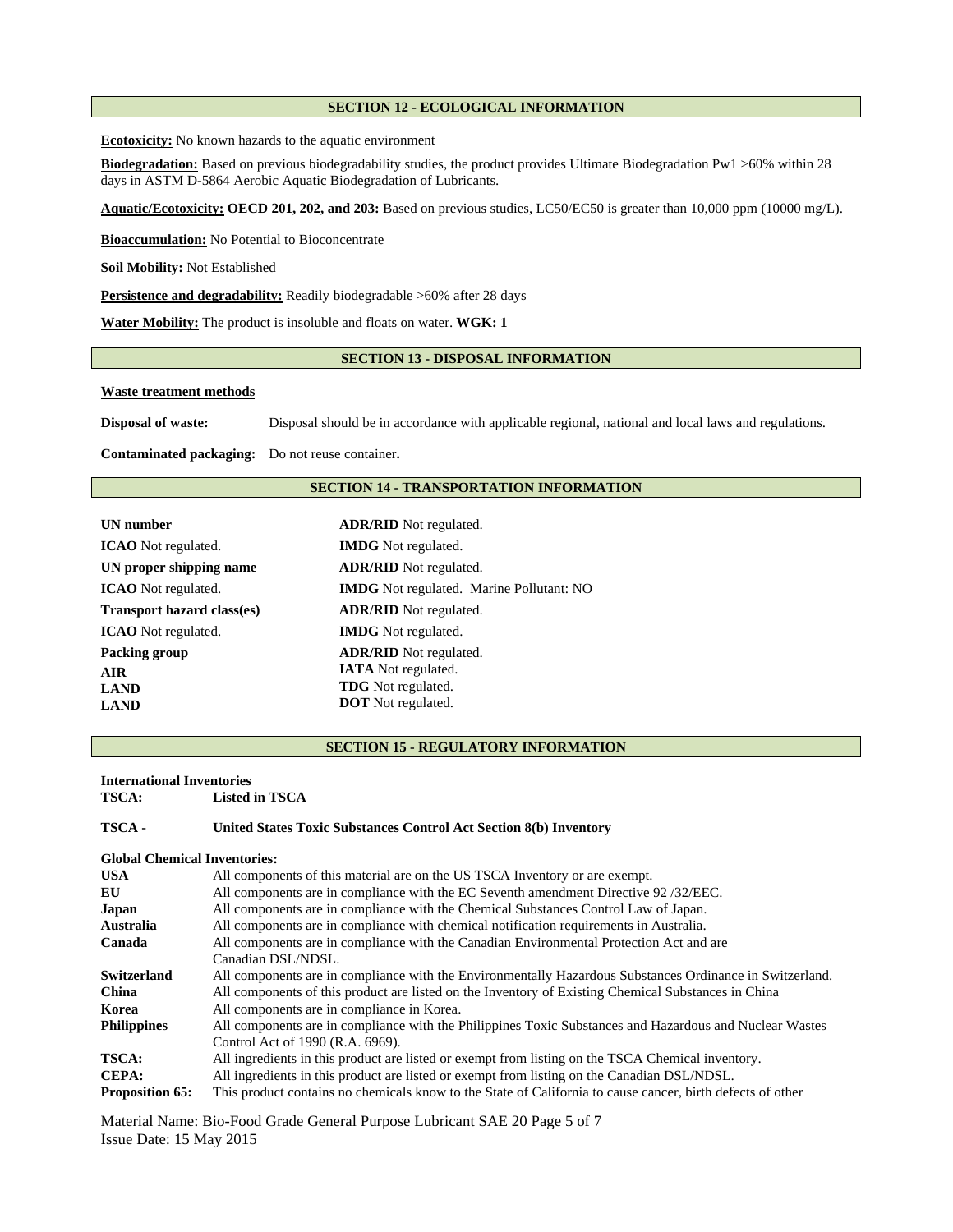## SECTION 12 - ECOLOGICAL INFORMATION

**Ecotoxicity:** No known hazards to the aquatic environment

**Biodegradation:** Based on previous biodegradability studies, the product provides Ultimate Biodegradation Pw1 >60% within 28 days in ASTM D-5864 Aerobic Aquatic Biodegradation of Lubricants.

**Aquatic/Ecotoxicity:** **OECD 201, 202, and 203:** Based on previous studies, LC50/EC50 is greater than 10,000 ppm (10000 mg/L).

**Bioaccumulation:** No Potential to Bioconcentrate

**Soil Mobility:** Not Established

**Persistence and degradability:** Readily biodegradable >60% after 28 days

**Water Mobility:** The product is insoluble and floats on water. **WGK: 1**

## SECTION 13 - DISPOSAL INFORMATION

**Waste treatment methods**

**Disposal of waste:** Disposal should be in accordance with applicable regional, national and local laws and regulations.

**Contaminated packaging:** Do not reuse container**.**

## SECTION 14 - TRANSPORTATION INFORMATION

| | |
|---|---|
| **UN number** | **ADR/RID** Not regulated. |
| **ICAO** Not regulated. | **IMDG** Not regulated. |
| **UN proper shipping name** | **ADR/RID** Not regulated. |
| **ICAO** Not regulated. | **IMDG** Not regulated. Marine Pollutant: NO |
| **Transport hazard class(es)** | **ADR/RID** Not regulated. |
| **ICAO** Not regulated. | **IMDG** Not regulated. |
| **Packing group** | **ADR/RID** Not regulated. |
| **AIR** | **IATA** Not regulated. |
| **LAND** | **TDG** Not regulated. |
| **LAND** | **DOT** Not regulated. |

## SECTION 15 - REGULATORY INFORMATION

**International Inventories**

**TSCA:** **Listed in TSCA**

**TSCA -** **United States Toxic Substances Control Act Section 8(b) Inventory**

**Global Chemical Inventories:**

| | |
|---|---|
| **USA** | All components of this material are on the US TSCA Inventory or are exempt. |
| **EU** | All components are in compliance with the EC Seventh amendment Directive 92 /32/EEC. |
| **Japan** | All components are in compliance with the Chemical Substances Control Law of Japan. |
| **Australia** | All components are in compliance with chemical notification requirements in Australia. |
| **Canada** | All components are in compliance with the Canadian Environmental Protection Act and are Canadian DSL/NDSL. |
| **Switzerland** | All components are in compliance with the Environmentally Hazardous Substances Ordinance in Switzerland. |
| **China** | All components of this product are listed on the Inventory of Existing Chemical Substances in China |
| **Korea** | All components are in compliance in Korea. |
| **Philippines** | All components are in compliance with the Philippines Toxic Substances and Hazardous and Nuclear Wastes Control Act of 1990 (R.A. 6969). |
| **TSCA:** | All ingredients in this product are listed or exempt from listing on the TSCA Chemical inventory. |
| **CEPA:** | All ingredients in this product are listed or exempt from listing on the Canadian DSL/NDSL. |
| **Proposition 65:** | This product contains no chemicals know to the State of California to cause cancer, birth defects of other |

Material Name: Bio-Food Grade General Purpose Lubricant SAE 20

Issue Date: 15 May 2015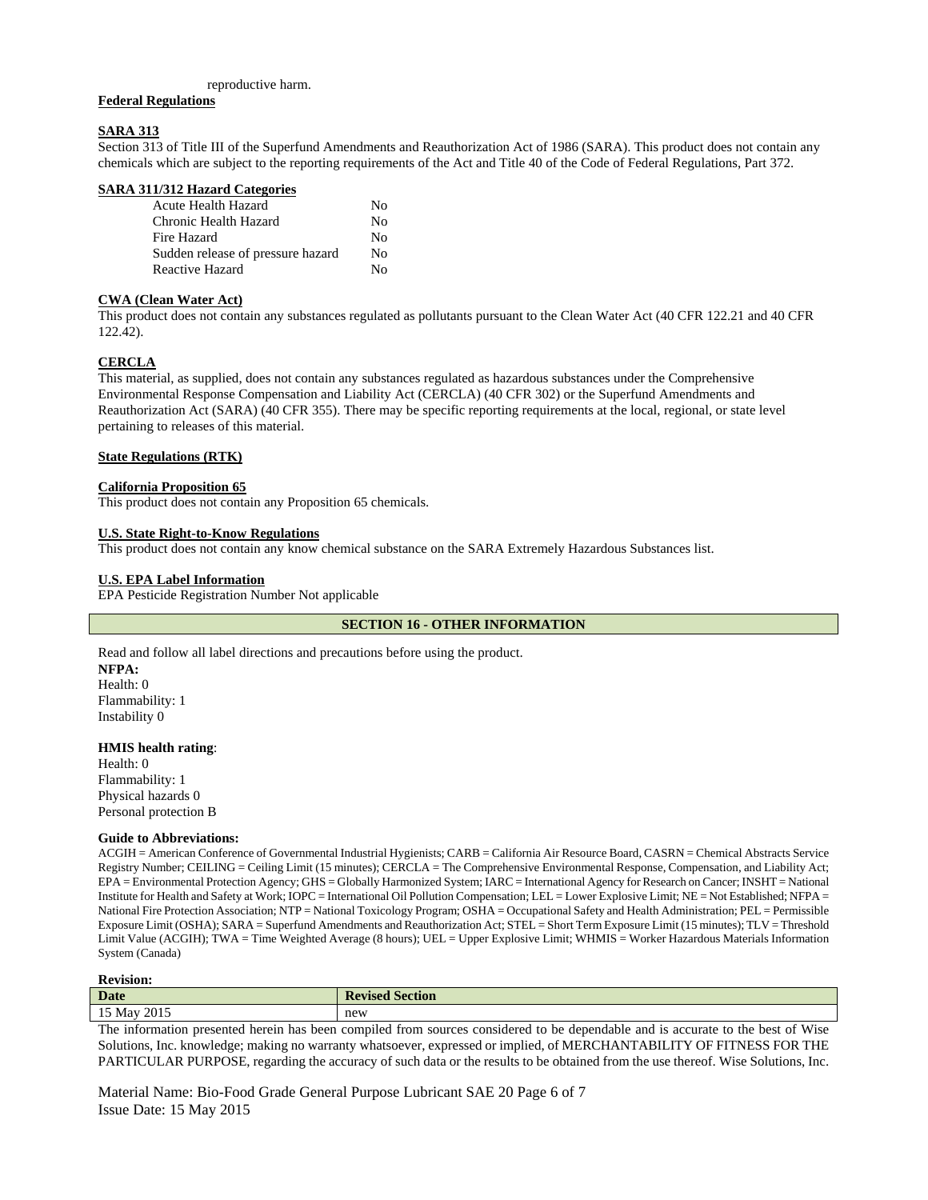reproductive harm.

**Federal Regulations**

**SARA 313**

Section 313 of Title III of the Superfund Amendments and Reauthorization Act of 1986 (SARA). This product does not contain any chemicals which are subject to the reporting requirements of the Act and Title 40 of the Code of Federal Regulations, Part 372.

**SARA 311/312 Hazard Categories**

| | |
|---|---|
| Acute Health Hazard | No |
| Chronic Health Hazard | No |
| Fire Hazard | No |
| Sudden release of pressure hazard | No |
| Reactive Hazard | No |

**CWA (Clean Water Act)**

This product does not contain any substances regulated as pollutants pursuant to the Clean Water Act (40 CFR 122.21 and 40 CFR 122.42).

**CERCLA**

This material, as supplied, does not contain any substances regulated as hazardous substances under the Comprehensive Environmental Response Compensation and Liability Act (CERCLA) (40 CFR 302) or the Superfund Amendments and Reauthorization Act (SARA) (40 CFR 355). There may be specific reporting requirements at the local, regional, or state level pertaining to releases of this material.

**State Regulations (RTK)**

**California Proposition 65**

This product does not contain any Proposition 65 chemicals.

**U.S. State Right-to-Know Regulations**

This product does not contain any know chemical substance on the SARA Extremely Hazardous Substances list.

**U.S. EPA Label Information**

EPA Pesticide Registration Number Not applicable

## SECTION 16 - OTHER INFORMATION

Read and follow all label directions and precautions before using the product.

**NFPA:**
Health: 0
Flammability: 1
Instability 0

**HMIS health rating**:
Health: 0
Flammability: 1
Physical hazards 0
Personal protection B

**Guide to Abbreviations:**

ACGIH = American Conference of Governmental Industrial Hygienists; CARB = California Air Resource Board, CASRN = Chemical Abstracts Service Registry Number; CEILING = Ceiling Limit (15 minutes); CERCLA = The Comprehensive Environmental Response, Compensation, and Liability Act; EPA = Environmental Protection Agency; GHS = Globally Harmonized System; IARC = International Agency for Research on Cancer; INSHT = National Institute for Health and Safety at Work; IOPC = International Oil Pollution Compensation; LEL = Lower Explosive Limit; NE = Not Established; NFPA = National Fire Protection Association; NTP = National Toxicology Program; OSHA = Occupational Safety and Health Administration; PEL = Permissible Exposure Limit (OSHA); SARA = Superfund Amendments and Reauthorization Act; STEL = Short Term Exposure Limit (15 minutes); TLV = Threshold Limit Value (ACGIH); TWA = Time Weighted Average (8 hours); UEL = Upper Explosive Limit; WHMIS = Worker Hazardous Materials Information System (Canada)

**Revision:**

| Date | Revised Section |
|---|---|
| 15 May 2015 | new |

The information presented herein has been compiled from sources considered to be dependable and is accurate to the best of Wise Solutions, Inc. knowledge; making no warranty whatsoever, expressed or implied, of MERCHANTABILITY OF FITNESS FOR THE PARTICULAR PURPOSE, regarding the accuracy of such data or the results to be obtained from the use thereof. Wise Solutions, Inc.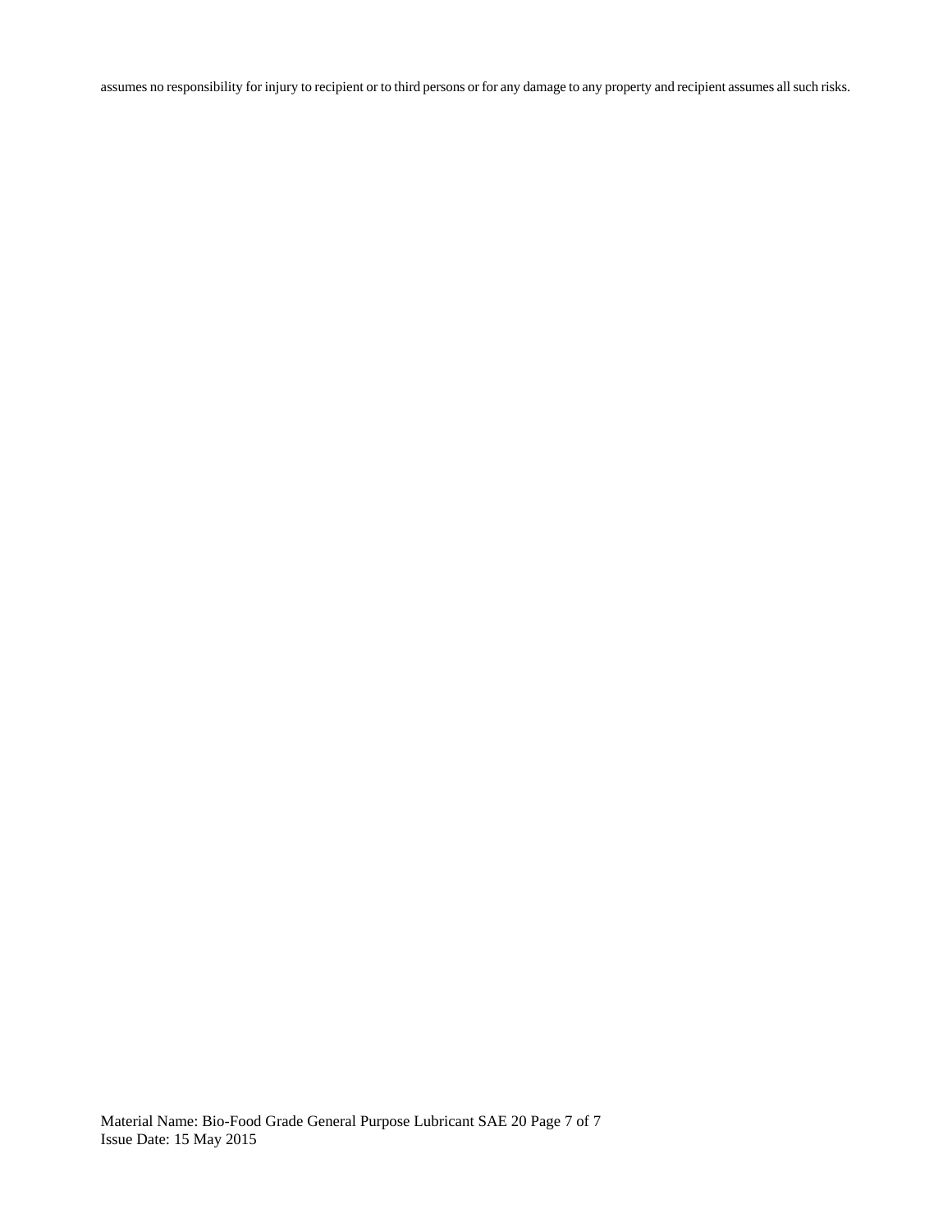assumes no responsibility for injury to recipient or to third persons or for any damage to any property and recipient assumes all such risks.